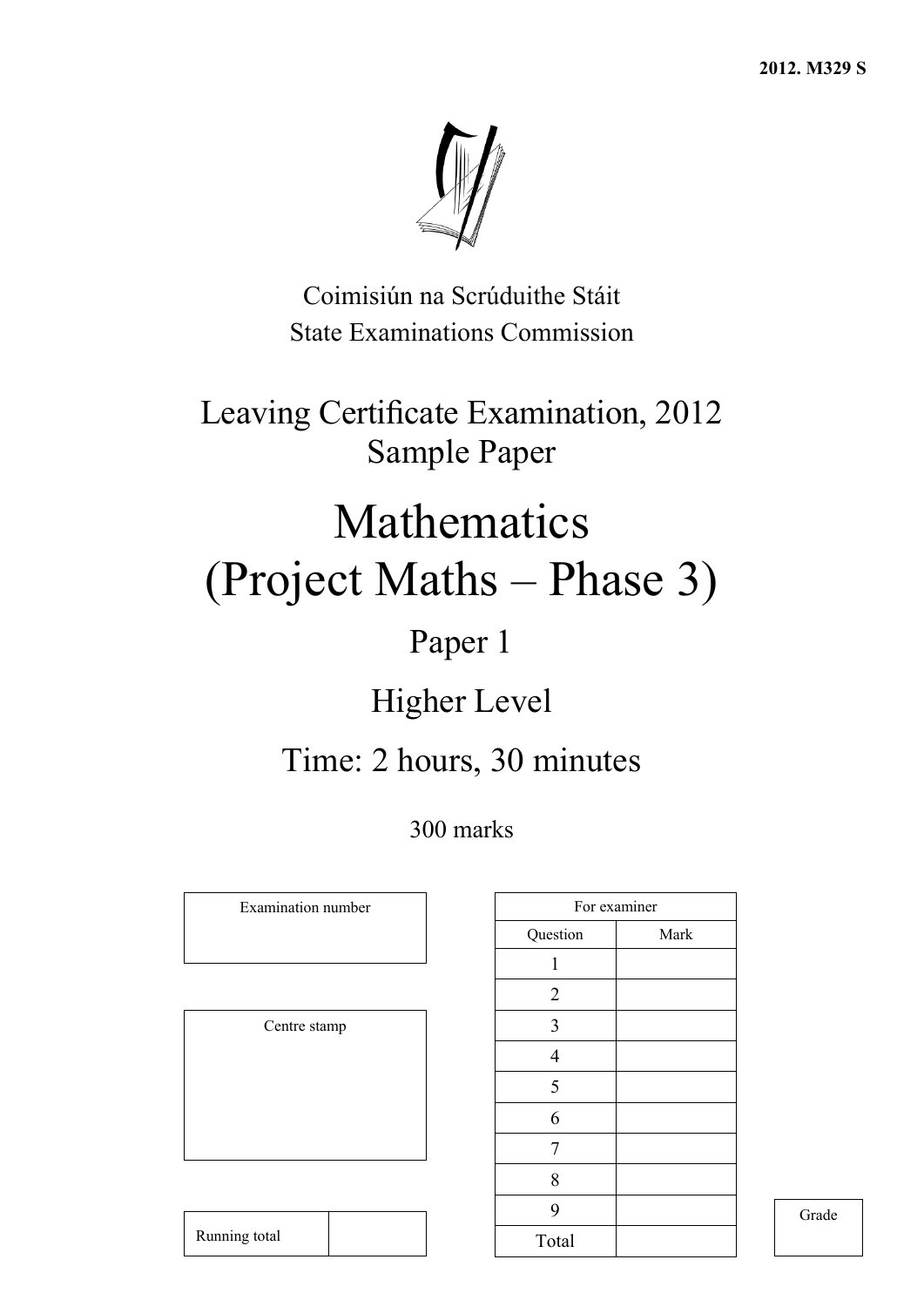2012. M329 S

Coimisiún na Scrúduithe Stáit
State Examinations Commission

# Leaving Certificate Examination, 2012
## Sample Paper

# Mathematics
# (Project Maths – Phase 3)

## Paper 1

## Higher Level

## Time: 2 hours, 30 minutes

300 marks

| Examination number |
|---|
| |

| Centre stamp |
|---|
| |

| Running total | |
|---|---|

| For examiner | |
|---|---|
| Question | Mark |
| 1 | |
| 2 | |
| 3 | |
| 4 | |
| 5 | |
| 6 | |
| 7 | |
| 8 | |
| 9 | |
| Total | |

| Grade |
|---|
| |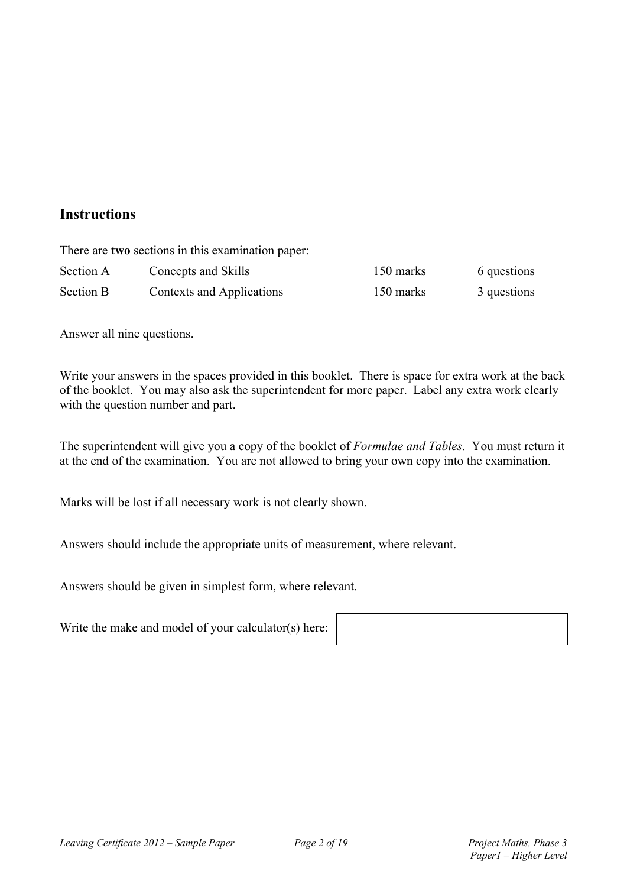## Instructions

There are **two** sections in this examination paper:

| | | | |
|---|---|---|---|
| Section A | Concepts and Skills | 150 marks | 6 questions |
| Section B | Contexts and Applications | 150 marks | 3 questions |

Answer all nine questions.

Write your answers in the spaces provided in this booklet. There is space for extra work at the back of the booklet. You may also ask the superintendent for more paper. Label any extra work clearly with the question number and part.

The superintendent will give you a copy of the booklet of *Formulae and Tables*. You must return it at the end of the examination. You are not allowed to bring your own copy into the examination.

Marks will be lost if all necessary work is not clearly shown.

Answers should include the appropriate units of measurement, where relevant.

Answers should be given in simplest form, where relevant.

Write the make and model of your calculator(s) here: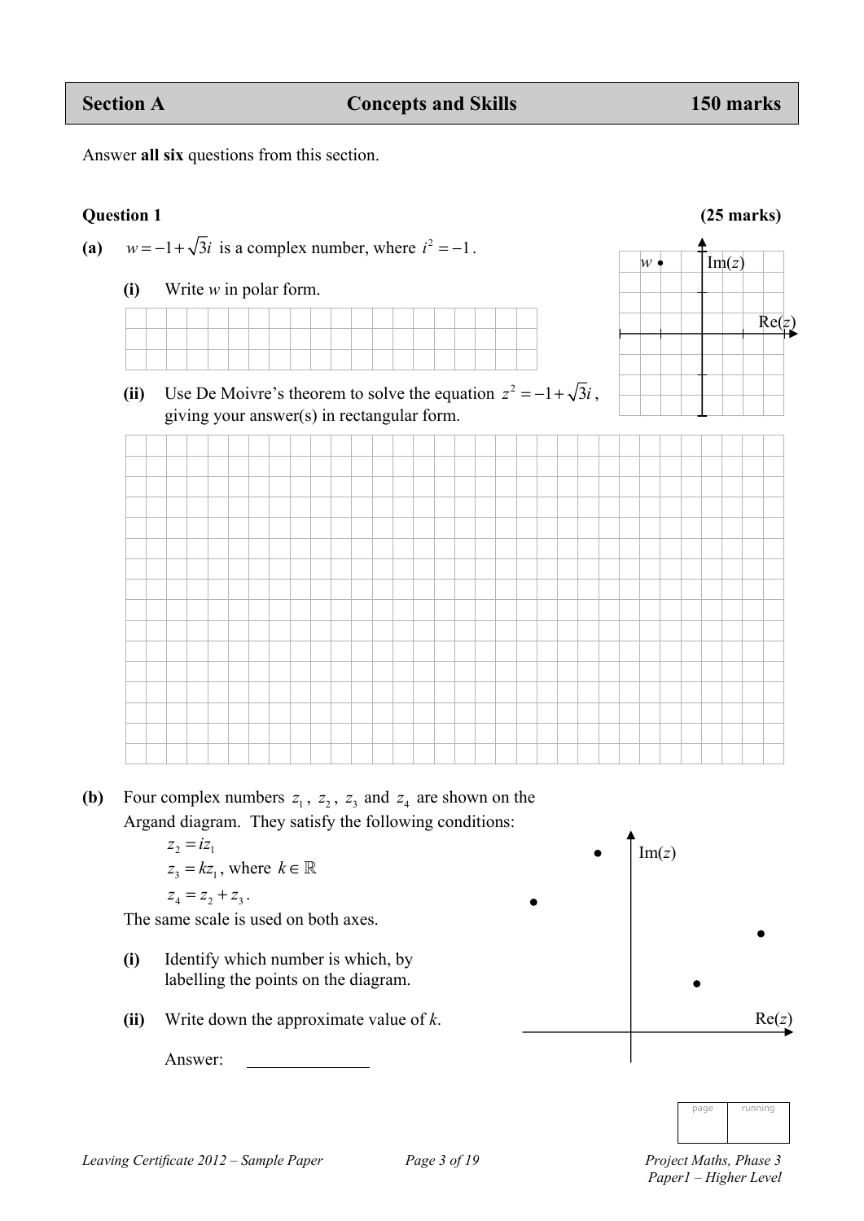| Section A | Concepts and Skills | 150 marks |
|---|---|---|

Answer **all six** questions from this section.

**Question 1** **(25 marks)**

**(a)** $w = -1 + \sqrt{3}i$ is a complex number, where $i^2 = -1$.

**(i)** Write $w$ in polar form.

**(ii)** Use De Moivre's theorem to solve the equation $z^2 = -1 + \sqrt{3}i$, giving your answer(s) in rectangular form.

**(b)** Four complex numbers $z_1$, $z_2$, $z_3$ and $z_4$ are shown on the Argand diagram. They satisfy the following conditions:

$z_2 = iz_1$

$z_3 = kz_1$, where $k \in \mathbb{R}$

$z_4 = z_2 + z_3$.

The same scale is used on both axes.

**(i)** Identify which number is which, by labelling the points on the diagram.

**(ii)** Write down the approximate value of $k$.

Answer: ______________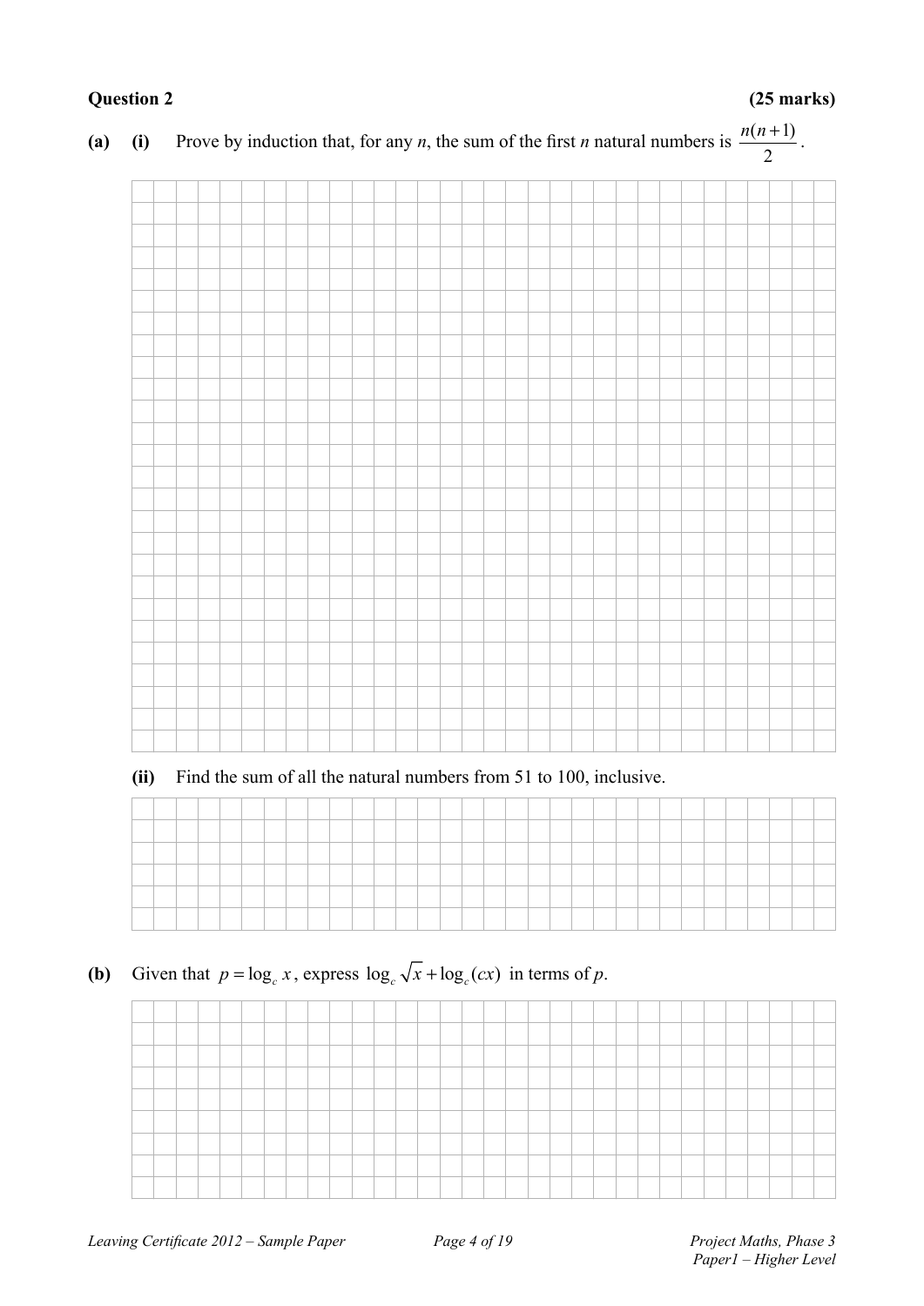**Question 2** **(25 marks)**

**(a)** **(i)** Prove by induction that, for any $n$, the sum of the first $n$ natural numbers is $\frac{n(n+1)}{2}$.

**(ii)** Find the sum of all the natural numbers from 51 to 100, inclusive.

**(b)** Given that $p = \log_c x$, express $\log_c \sqrt{x} + \log_c (cx)$ in terms of $p$.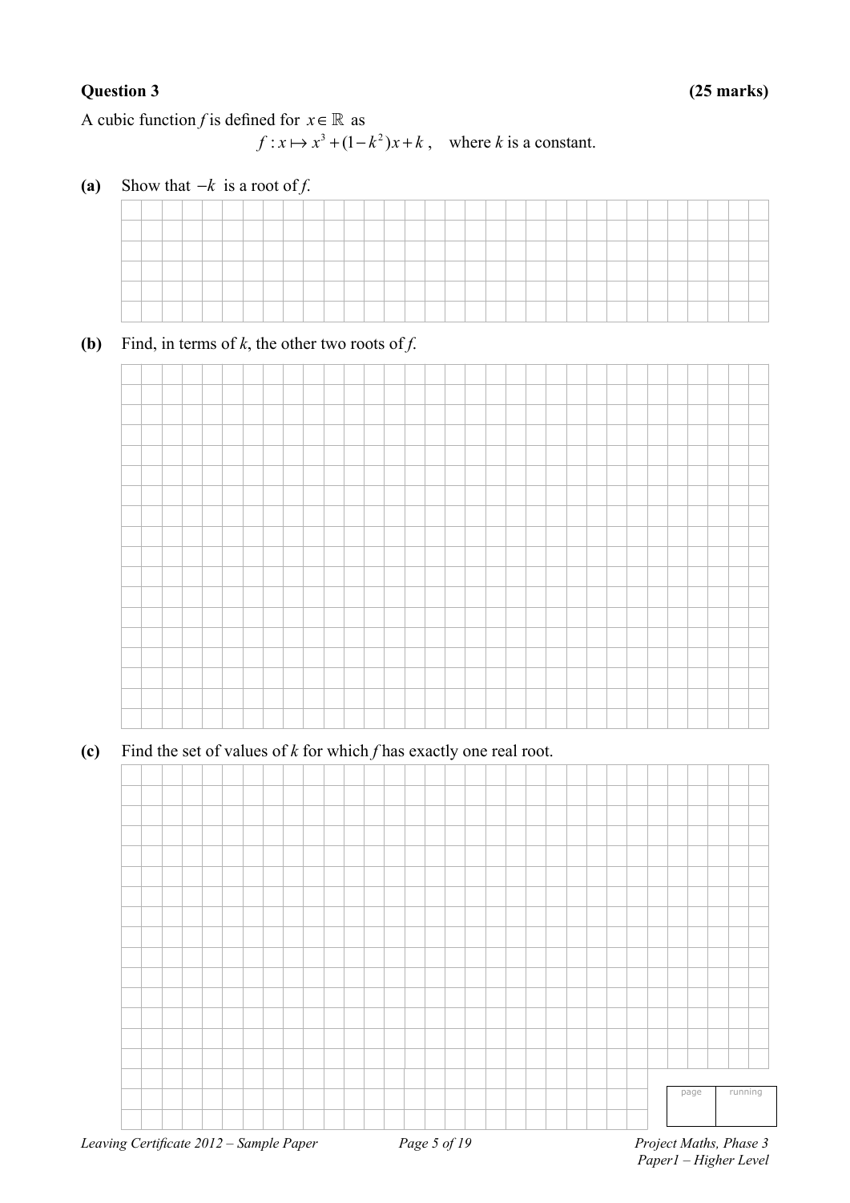**Question 3** **(25 marks)**

A cubic function $f$ is defined for $x \in \mathbb{R}$ as

$$f : x \mapsto x^3 + (1 - k^2)x + k, \quad \text{where } k \text{ is a constant.}$$

**(a)** Show that $-k$ is a root of $f$.

**(b)** Find, in terms of $k$, the other two roots of $f$.

**(c)** Find the set of values of $k$ for which $f$ has exactly one real root.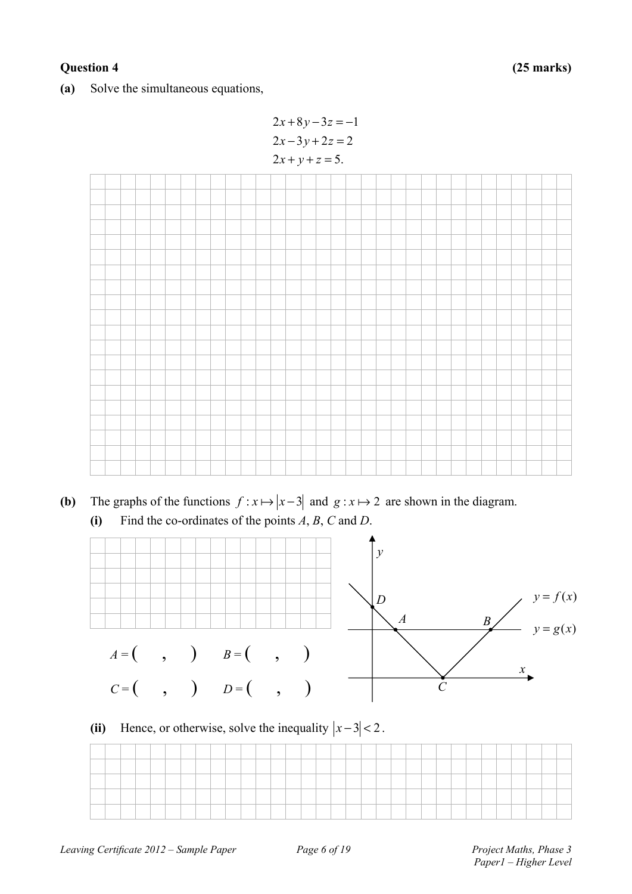**Question 4** **(25 marks)**

**(a)** Solve the simultaneous equations,

$$
\begin{aligned}
2x + 8y - 3z &= -1 \\
2x - 3y + 2z &= 2 \\
2x + y + z &= 5.
\end{aligned}
$$

**(b)** The graphs of the functions $f : x \mapsto |x-3|$ and $g : x \mapsto 2$ are shown in the diagram.

**(i)** Find the co-ordinates of the points $A$, $B$, $C$ and $D$.

$A = ( \quad , \quad )$ $B = ( \quad , \quad )$

$C = ( \quad , \quad )$ $D = ( \quad , \quad )$

**(ii)** Hence, or otherwise, solve the inequality $|x-3| < 2$.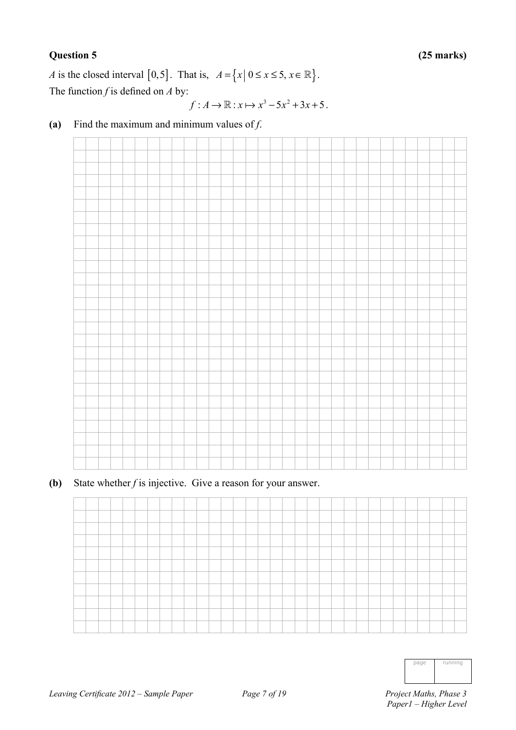**Question 5** **(25 marks)**

$A$ is the closed interval $[0,5]$. That is, $A = \{x \mid 0 \le x \le 5, x \in \mathbb{R}\}$.

The function $f$ is defined on $A$ by:

$$f : A \to \mathbb{R} : x \mapsto x^3 - 5x^2 + 3x + 5.$$

**(a)** Find the maximum and minimum values of $f$.

**(b)** State whether $f$ is injective. Give a reason for your answer.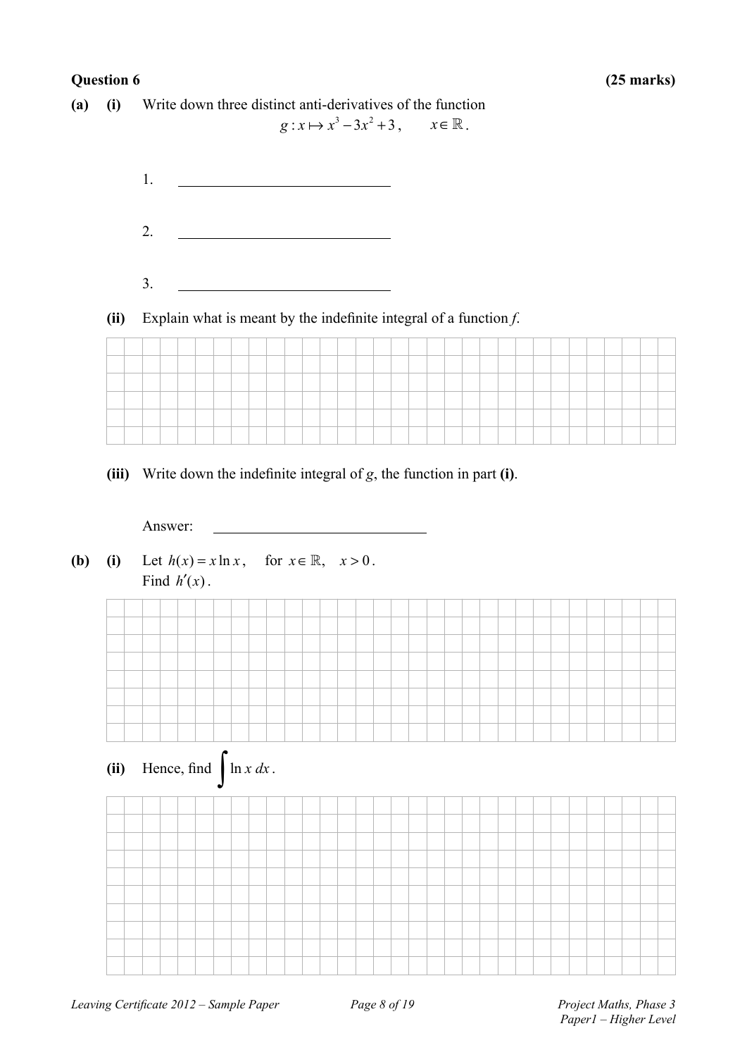**Question 6** **(25 marks)**

**(a)** **(i)** Write down three distinct anti-derivatives of the function

$$g : x \mapsto x^3 - 3x^2 + 3, \qquad x \in \mathbb{R}.$$

1. \_\_\_\_\_\_\_\_\_\_\_\_\_\_\_\_\_\_\_\_\_\_\_\_\_\_\_\_\_\_

2. \_\_\_\_\_\_\_\_\_\_\_\_\_\_\_\_\_\_\_\_\_\_\_\_\_\_\_\_\_\_

3. \_\_\_\_\_\_\_\_\_\_\_\_\_\_\_\_\_\_\_\_\_\_\_\_\_\_\_\_\_\_

**(ii)** Explain what is meant by the indefinite integral of a function *f*.

**(iii)** Write down the indefinite integral of *g*, the function in part **(i)**.

Answer: \_\_\_\_\_\_\_\_\_\_\_\_\_\_\_\_\_\_\_\_\_\_\_\_\_\_\_\_\_\_

**(b)** **(i)** Let $h(x) = x \ln x$, for $x \in \mathbb{R}$, $x > 0$.
Find $h'(x)$.

**(ii)** Hence, find $\int \ln x \, dx$.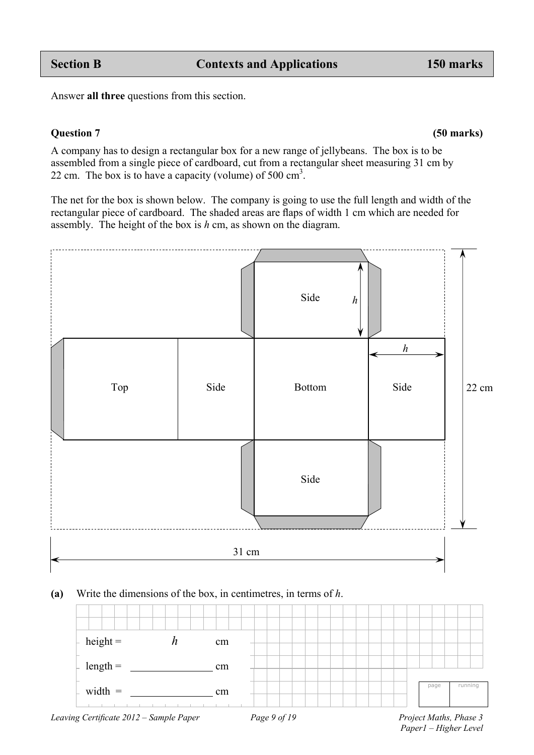| Section B | Contexts and Applications | 150 marks |
|---|---|---|

Answer **all three** questions from this section.

**Question 7** **(50 marks)**

A company has to design a rectangular box for a new range of jellybeans. The box is to be assembled from a single piece of cardboard, cut from a rectangular sheet measuring 31 cm by 22 cm. The box is to have a capacity (volume) of 500 $cm^3$.

The net for the box is shown below. The company is going to use the full length and width of the rectangular piece of cardboard. The shaded areas are flaps of width 1 cm which are needed for assembly. The height of the box is $h$ cm, as shown on the diagram.

Top | Side | Bottom | Side | Side | Side | $h$ | $h$ | 22 cm | 31 cm

**(a)** Write the dimensions of the box, in centimetres, in terms of $h$.

height = $h$ cm

length = ________________ cm

width = ________________ cm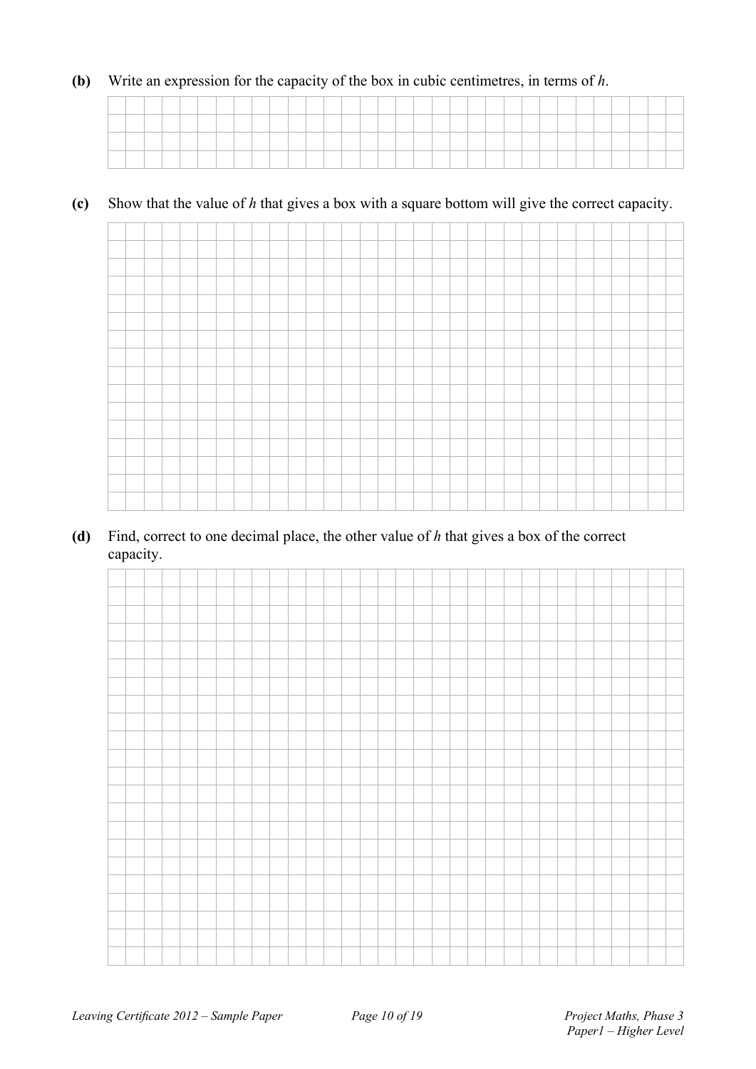**(b)** Write an expression for the capacity of the box in cubic centimetres, in terms of $h$.

**(c)** Show that the value of $h$ that gives a box with a square bottom will give the correct capacity.

**(d)** Find, correct to one decimal place, the other value of $h$ that gives a box of the correct capacity.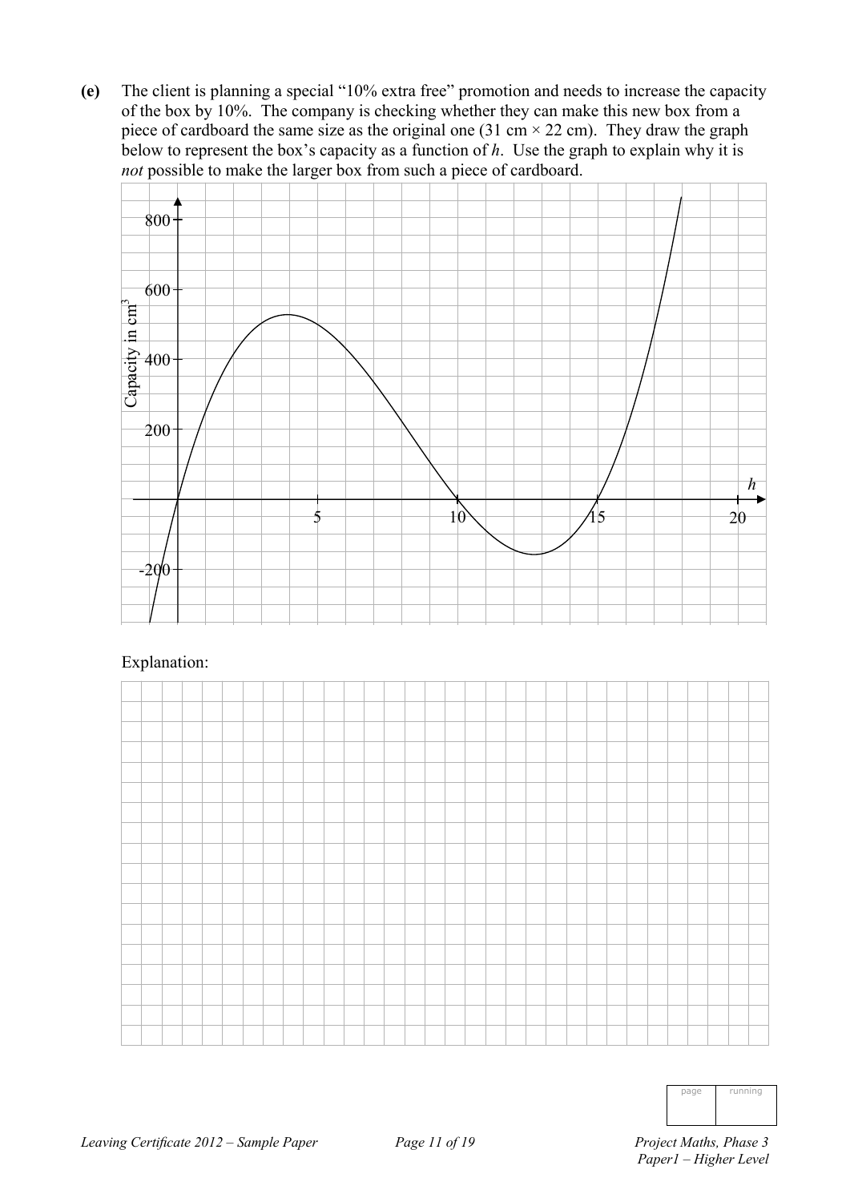**(e)** The client is planning a special "10% extra free" promotion and needs to increase the capacity of the box by 10%. The company is checking whether they can make this new box from a piece of cardboard the same size as the original one (31 cm × 22 cm). They draw the graph below to represent the box's capacity as a function of $h$. Use the graph to explain why it is *not* possible to make the larger box from such a piece of cardboard.

Explanation: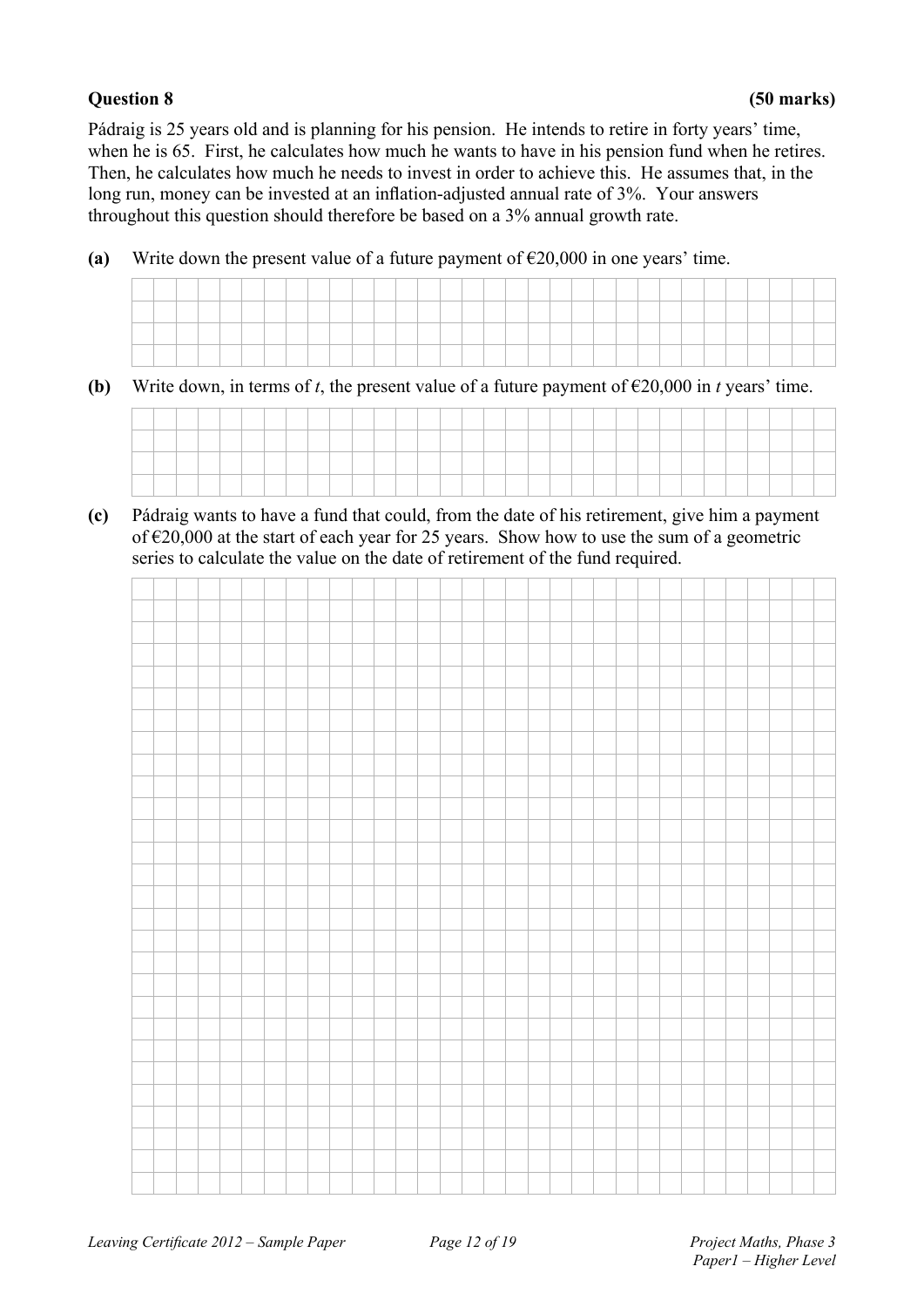**Question 8** **(50 marks)**

Pádraig is 25 years old and is planning for his pension. He intends to retire in forty years' time, when he is 65. First, he calculates how much he wants to have in his pension fund when he retires. Then, he calculates how much he needs to invest in order to achieve this. He assumes that, in the long run, money can be invested at an inflation-adjusted annual rate of 3%. Your answers throughout this question should therefore be based on a 3% annual growth rate.

**(a)** Write down the present value of a future payment of €20,000 in one years' time.

**(b)** Write down, in terms of $t$, the present value of a future payment of €20,000 in $t$ years' time.

**(c)** Pádraig wants to have a fund that could, from the date of his retirement, give him a payment of €20,000 at the start of each year for 25 years. Show how to use the sum of a geometric series to calculate the value on the date of retirement of the fund required.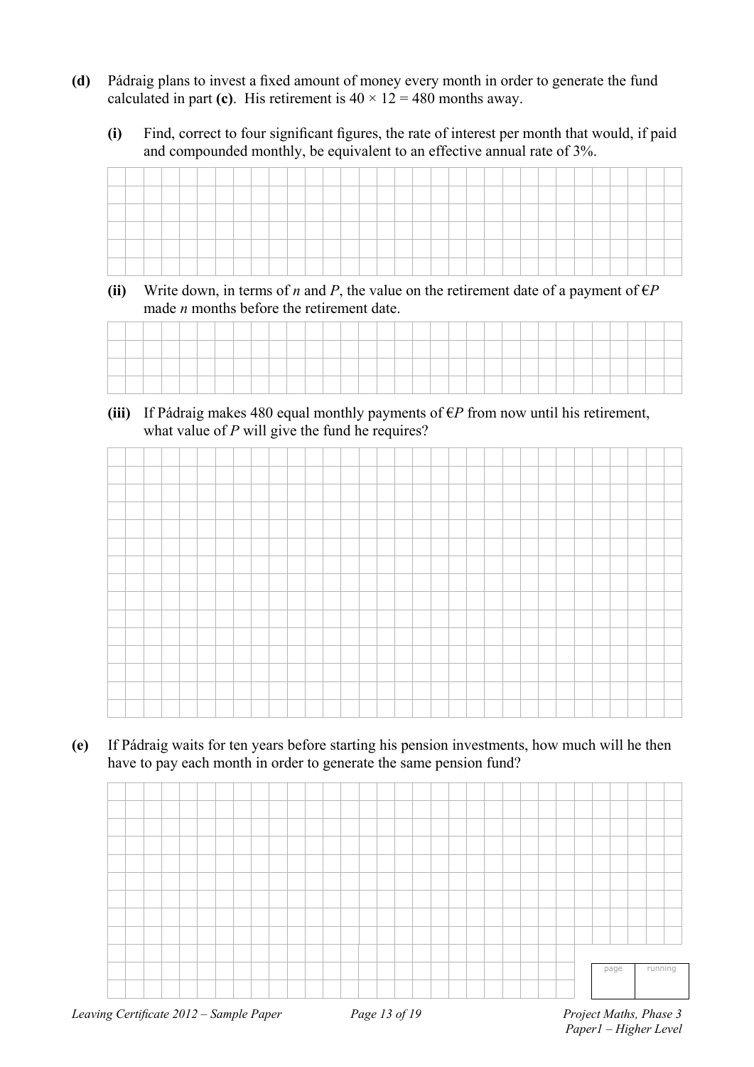**(d)** Pádraig plans to invest a fixed amount of money every month in order to generate the fund calculated in part **(c)**. His retirement is $40 \times 12 = 480$ months away.

**(i)** Find, correct to four significant figures, the rate of interest per month that would, if paid and compounded monthly, be equivalent to an effective annual rate of 3%.

**(ii)** Write down, in terms of $n$ and $P$, the value on the retirement date of a payment of €$P$ made $n$ months before the retirement date.

**(iii)** If Pádraig makes 480 equal monthly payments of €$P$ from now until his retirement, what value of $P$ will give the fund he requires?

**(e)** If Pádraig waits for ten years before starting his pension investments, how much will he then have to pay each month in order to generate the same pension fund?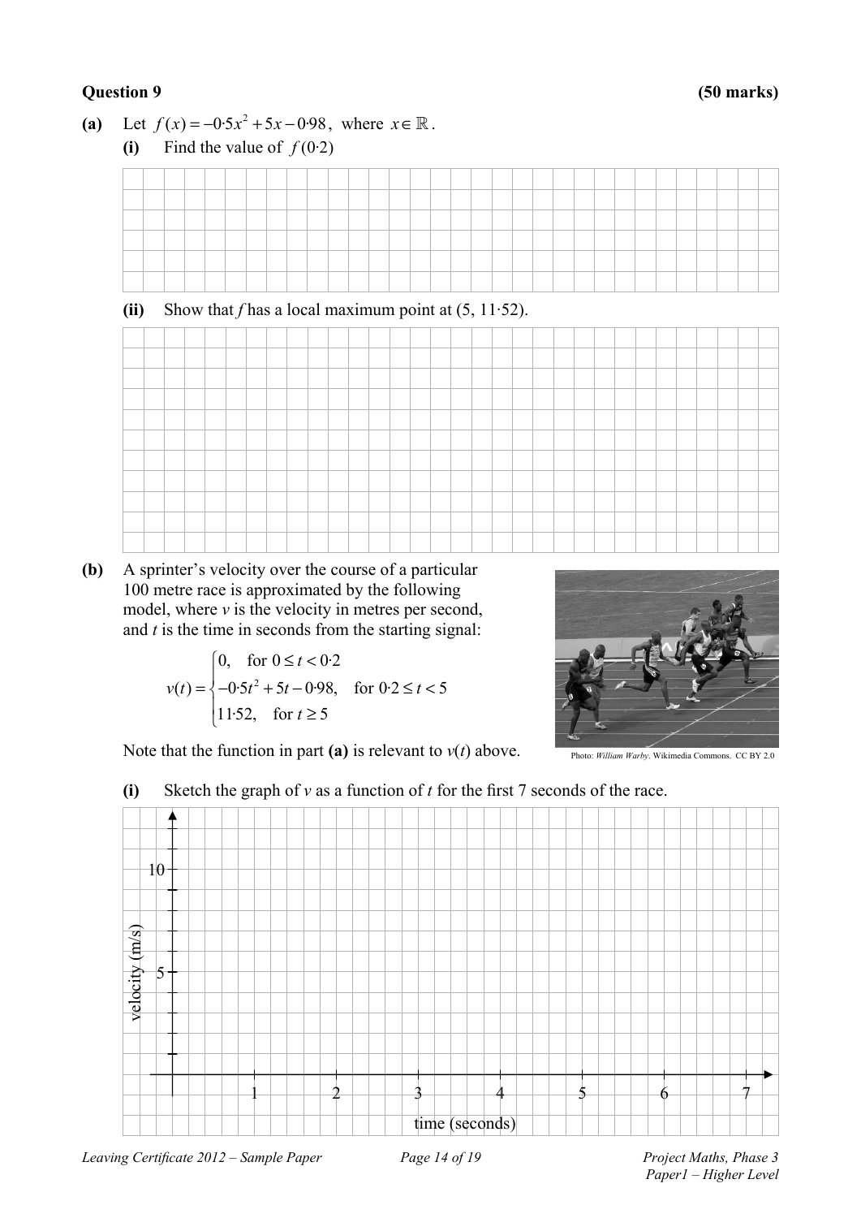**Question 9** **(50 marks)**

**(a)** Let $f(x) = -0{\cdot}5x^2 + 5x - 0{\cdot}98$, where $x \in \mathbb{R}$.

**(i)** Find the value of $f(0{\cdot}2)$

**(ii)** Show that $f$ has a local maximum point at $(5,\ 11{\cdot}52)$.

**(b)** A sprinter's velocity over the course of a particular 100 metre race is approximated by the following model, where $v$ is the velocity in metres per second, and $t$ is the time in seconds from the starting signal:

$$v(t) = \begin{cases} 0, & \text{for } 0 \le t < 0{\cdot}2 \\ -0{\cdot}5t^2 + 5t - 0{\cdot}98, & \text{for } 0{\cdot}2 \le t < 5 \\ 11{\cdot}52, & \text{for } t \ge 5 \end{cases}$$

Note that the function in part **(a)** is relevant to $v(t)$ above.

Photo: *William Warby*. Wikimedia Commons. CC BY 2.0

**(i)** Sketch the graph of $v$ as a function of $t$ for the first 7 seconds of the race.

velocity (m/s): 5, 10

time (seconds): 1, 2, 3, 4, 5, 6, 7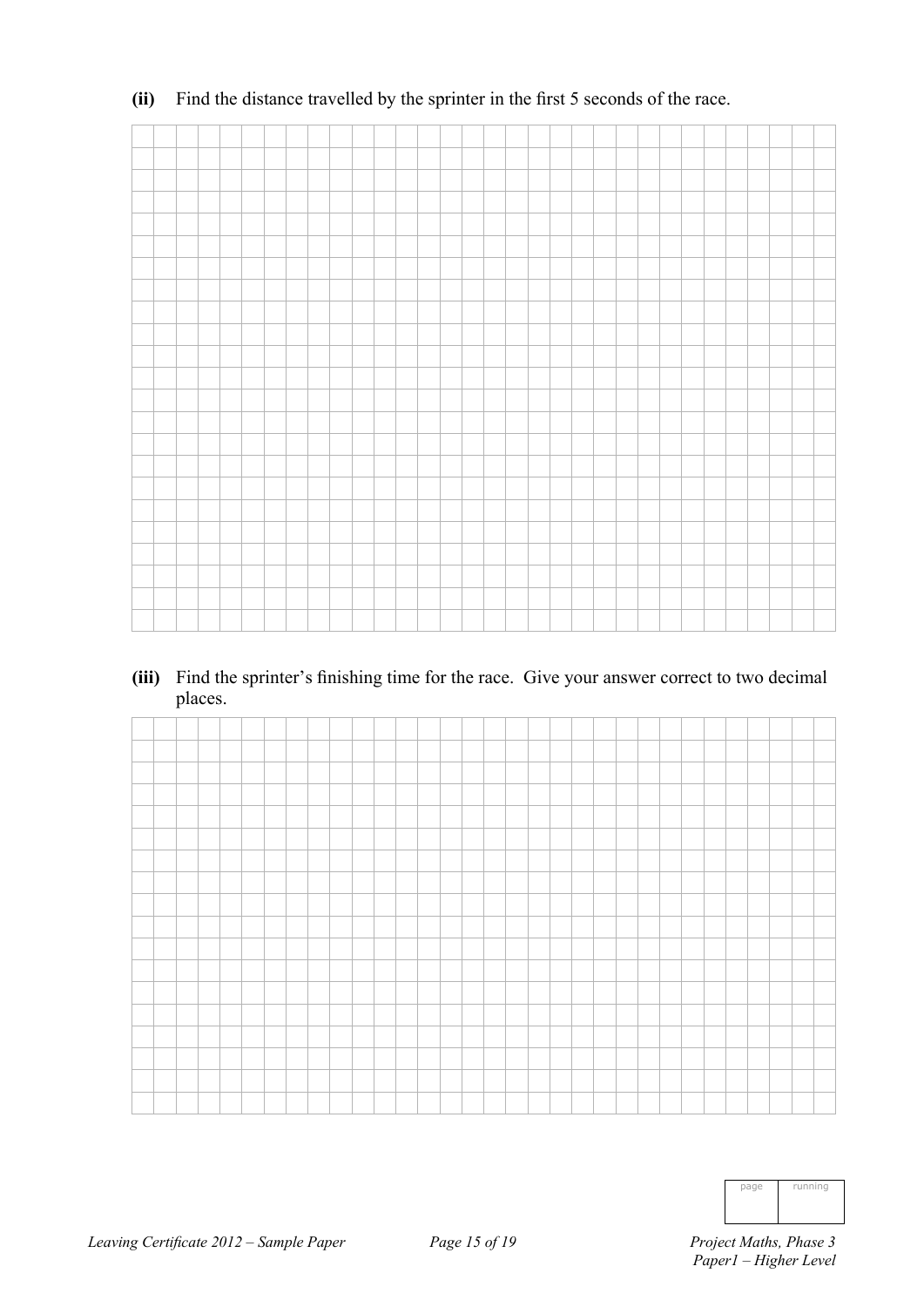**(ii)** Find the distance travelled by the sprinter in the first 5 seconds of the race.

**(iii)** Find the sprinter's finishing time for the race. Give your answer correct to two decimal places.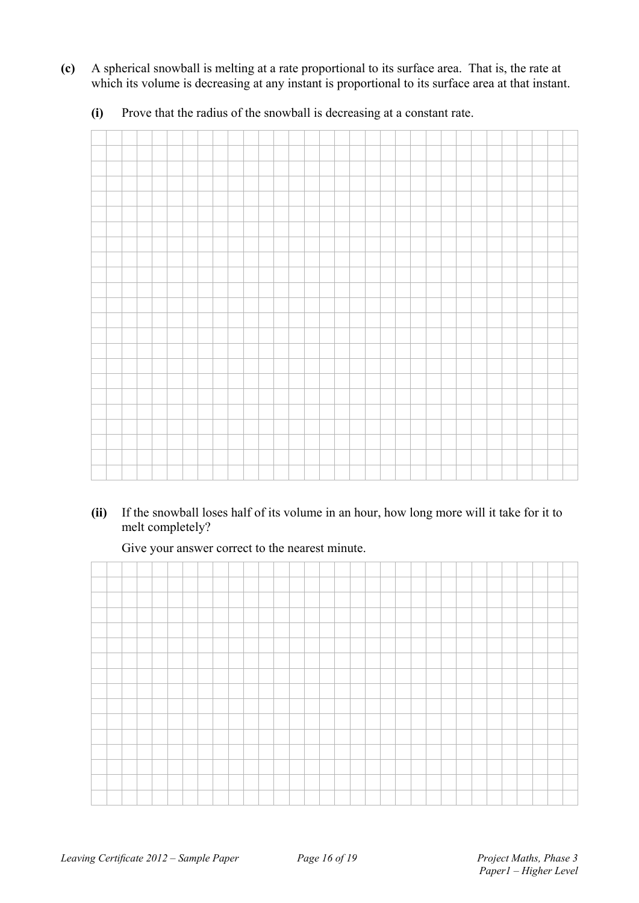**(c)** A spherical snowball is melting at a rate proportional to its surface area. That is, the rate at which its volume is decreasing at any instant is proportional to its surface area at that instant.

**(i)** Prove that the radius of the snowball is decreasing at a constant rate.

**(ii)** If the snowball loses half of its volume in an hour, how long more will it take for it to melt completely?

Give your answer correct to the nearest minute.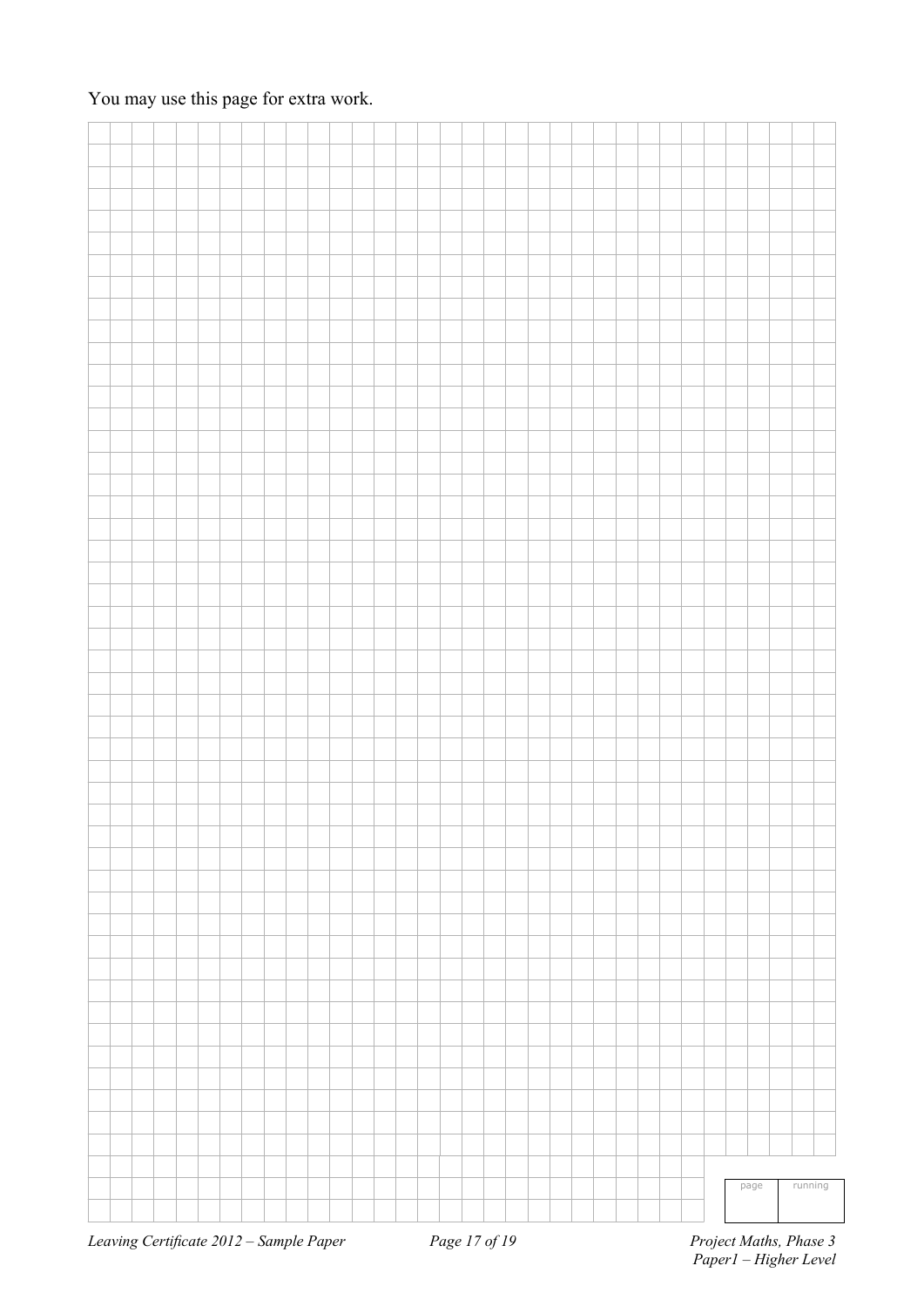You may use this page for extra work.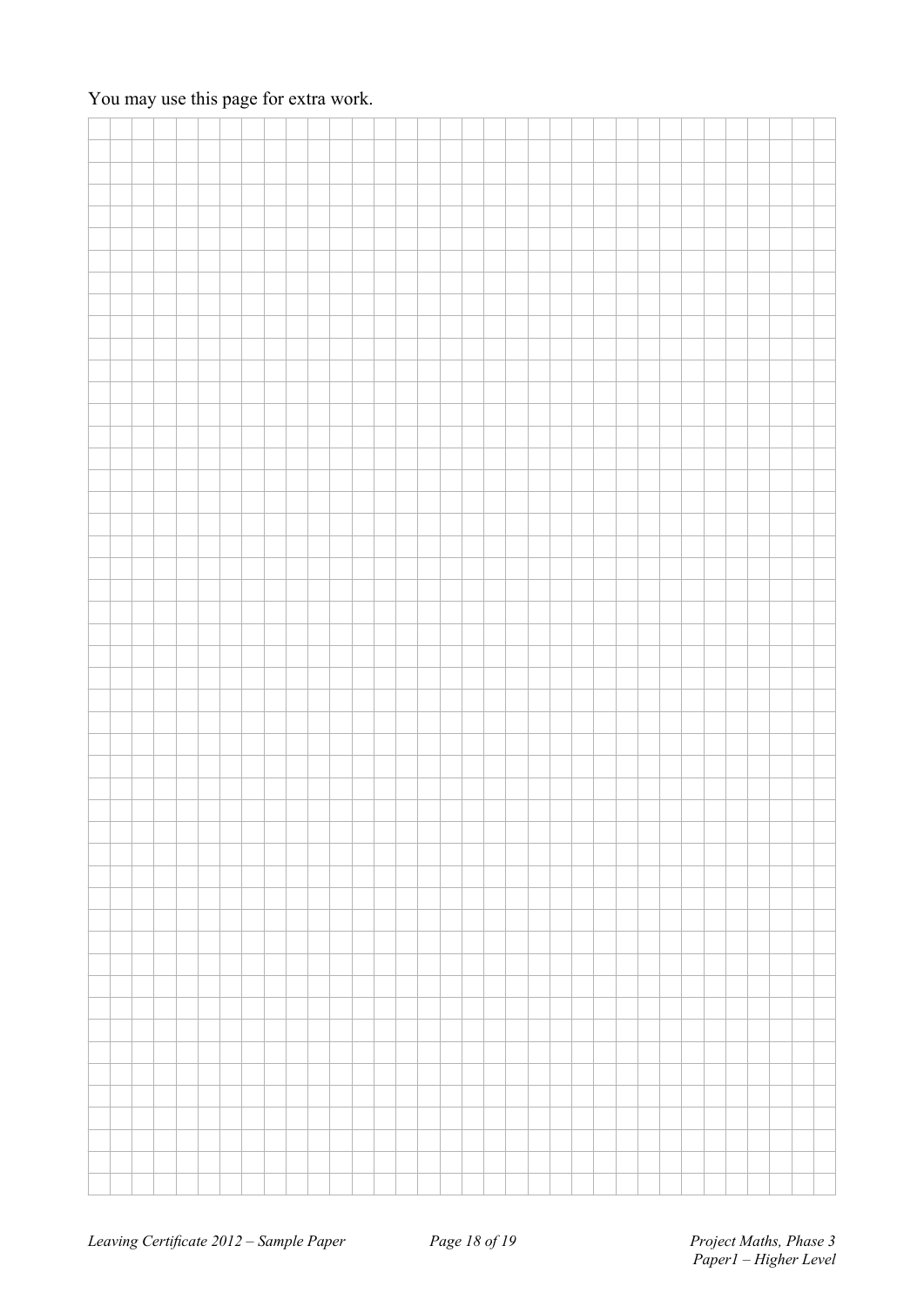You may use this page for extra work.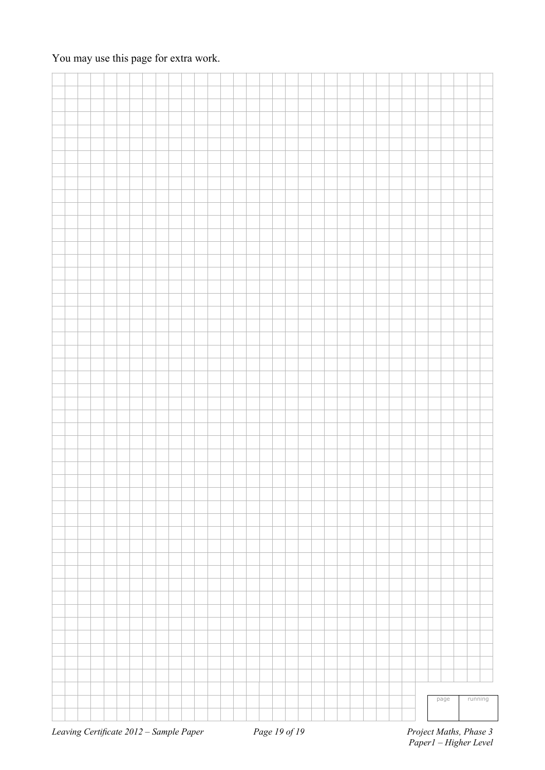You may use this page for extra work.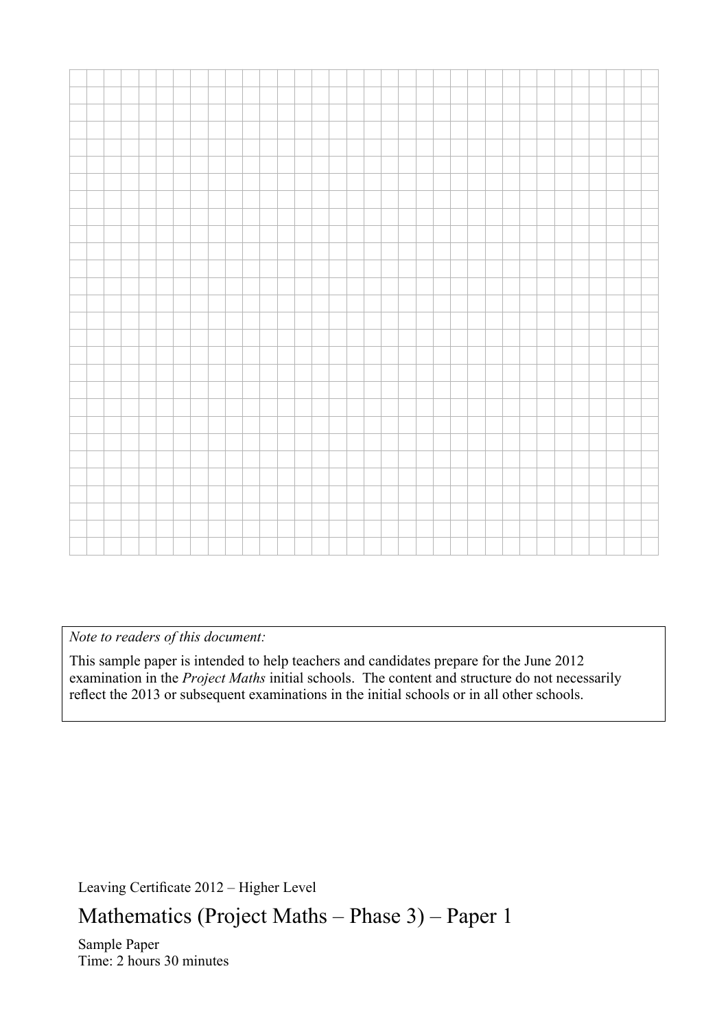*Note to readers of this document:*

This sample paper is intended to help teachers and candidates prepare for the June 2012 examination in the *Project Maths* initial schools. The content and structure do not necessarily reflect the 2013 or subsequent examinations in the initial schools or in all other schools.

Leaving Certificate 2012 – Higher Level

# Mathematics (Project Maths – Phase 3) – Paper 1

Sample Paper
Time: 2 hours 30 minutes